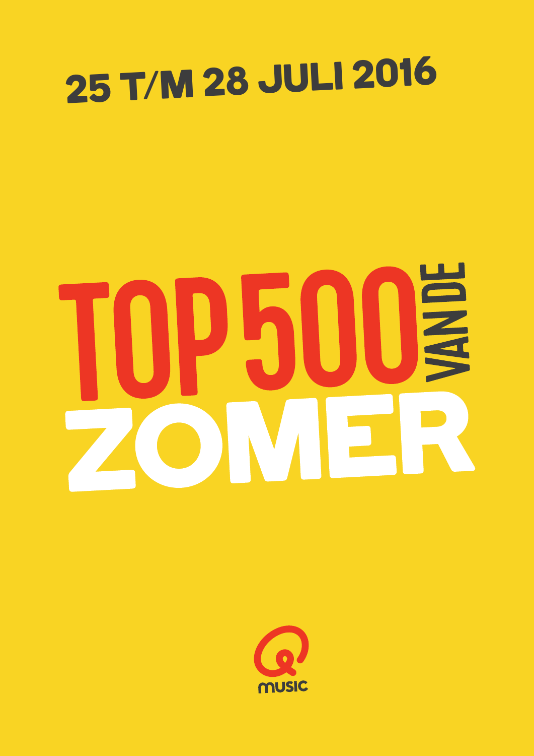# 25 T/M 28 JULI 2016

# TOP 500 VAN DE ZOMER

Qmusic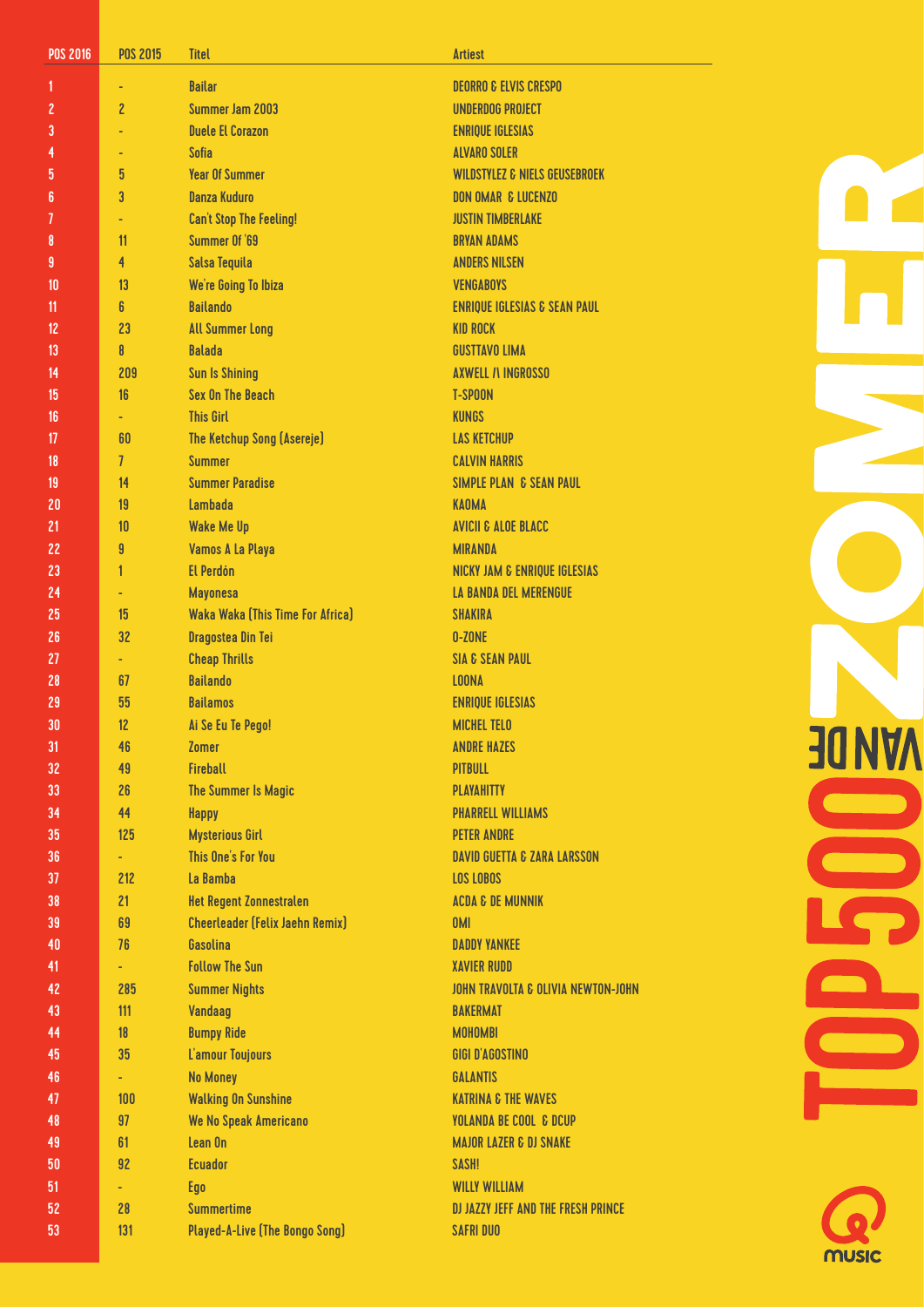| POS 2016 | POS 2015 | Titel | Artiest |
|---|---|---|---|
| 1 | - | Bailar | DEORRO & ELVIS CRESPO |
| 2 | 2 | Summer Jam 2003 | UNDERDOG PROJECT |
| 3 | - | Duele El Corazon | ENRIQUE IGLESIAS |
| 4 | - | Sofia | ALVARO SOLER |
| 5 | 5 | Year Of Summer | WILDSTYLEZ & NIELS GEUSEBROEK |
| 6 | 3 | Danza Kuduro | DON OMAR & LUCENZO |
| 7 | - | Can't Stop The Feeling! | JUSTIN TIMBERLAKE |
| 8 | 11 | Summer Of '69 | BRYAN ADAMS |
| 9 | 4 | Salsa Tequila | ANDERS NILSEN |
| 10 | 13 | We're Going To Ibiza | VENGABOYS |
| 11 | 6 | Bailando | ENRIQUE IGLESIAS & SEAN PAUL |
| 12 | 23 | All Summer Long | KID ROCK |
| 13 | 8 | Balada | GUSTTAVO LIMA |
| 14 | 209 | Sun Is Shining | AXWELL /\ INGROSSO |
| 15 | 16 | Sex On The Beach | T-SPOON |
| 16 | - | This Girl | KUNGS |
| 17 | 60 | The Ketchup Song (Asereje) | LAS KETCHUP |
| 18 | 7 | Summer | CALVIN HARRIS |
| 19 | 14 | Summer Paradise | SIMPLE PLAN & SEAN PAUL |
| 20 | 19 | Lambada | KAOMA |
| 21 | 10 | Wake Me Up | AVICII & ALOE BLACC |
| 22 | 9 | Vamos A La Playa | MIRANDA |
| 23 | 1 | El Perdón | NICKY JAM & ENRIQUE IGLESIAS |
| 24 | - | Mayonesa | LA BANDA DEL MERENGUE |
| 25 | 15 | Waka Waka (This Time For Africa) | SHAKIRA |
| 26 | 32 | Dragostea Din Tei | O-ZONE |
| 27 | - | Cheap Thrills | SIA & SEAN PAUL |
| 28 | 67 | Bailando | LOONA |
| 29 | 55 | Bailamos | ENRIQUE IGLESIAS |
| 30 | 12 | Ai Se Eu Te Pego! | MICHEL TELO |
| 31 | 46 | Zomer | ANDRE HAZES |
| 32 | 49 | Fireball | PITBULL |
| 33 | 26 | The Summer Is Magic | PLAYAHITTY |
| 34 | 44 | Happy | PHARRELL WILLIAMS |
| 35 | 125 | Mysterious Girl | PETER ANDRE |
| 36 | - | This One's For You | DAVID GUETTA & ZARA LARSSON |
| 37 | 212 | La Bamba | LOS LOBOS |
| 38 | 21 | Het Regent Zonnestralen | ACDA & DE MUNNIK |
| 39 | 69 | Cheerleader (Felix Jaehn Remix) | OMI |
| 40 | 76 | Gasolina | DADDY YANKEE |
| 41 | - | Follow The Sun | XAVIER RUDD |
| 42 | 285 | Summer Nights | JOHN TRAVOLTA & OLIVIA NEWTON-JOHN |
| 43 | 111 | Vandaag | BAKERMAT |
| 44 | 18 | Bumpy Ride | MOHOMBI |
| 45 | 35 | L'amour Toujours | GIGI D'AGOSTINO |
| 46 | - | No Money | GALANTIS |
| 47 | 100 | Walking On Sunshine | KATRINA & THE WAVES |
| 48 | 97 | We No Speak Americano | YOLANDA BE COOL & DCUP |
| 49 | 61 | Lean On | MAJOR LAZER & DJ SNAKE |
| 50 | 92 | Ecuador | SASH! |
| 51 | - | Ego | WILLY WILLIAM |
| 52 | 28 | Summertime | DJ JAZZY JEFF AND THE FRESH PRINCE |
| 53 | 131 | Played-A-Live (The Bongo Song) | SAFRI DUO |

TOP500 VAN DE ZOMER

music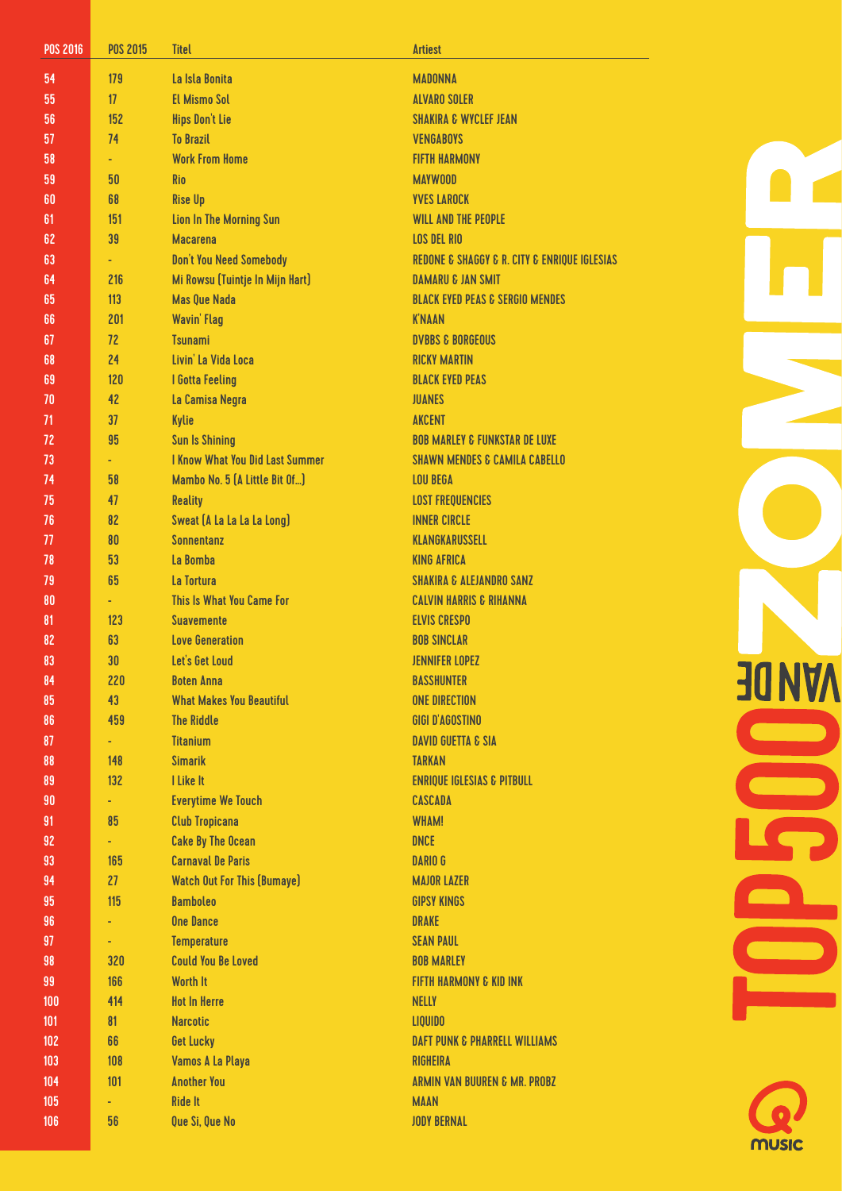| POS 2016 | POS 2015 | Titel | Artiest |
|---|---|---|---|
| 54 | 179 | La Isla Bonita | MADONNA |
| 55 | 17 | El Mismo Sol | ALVARO SOLER |
| 56 | 152 | Hips Don't Lie | SHAKIRA & WYCLEF JEAN |
| 57 | 74 | To Brazil | VENGABOYS |
| 58 | - | Work From Home | FIFTH HARMONY |
| 59 | 50 | Rio | MAYWOOD |
| 60 | 68 | Rise Up | YVES LAROCK |
| 61 | 151 | Lion In The Morning Sun | WILL AND THE PEOPLE |
| 62 | 39 | Macarena | LOS DEL RIO |
| 63 | - | Don't You Need Somebody | REDONE & SHAGGY & R. CITY & ENRIQUE IGLESIAS |
| 64 | 216 | Mi Rowsu (Tuintje In Mijn Hart) | DAMARU & JAN SMIT |
| 65 | 113 | Mas Que Nada | BLACK EYED PEAS & SERGIO MENDES |
| 66 | 201 | Wavin' Flag | K'NAAN |
| 67 | 72 | Tsunami | DVBBS & BORGEOUS |
| 68 | 24 | Livin' La Vida Loca | RICKY MARTIN |
| 69 | 120 | I Gotta Feeling | BLACK EYED PEAS |
| 70 | 42 | La Camisa Negra | JUANES |
| 71 | 37 | Kylie | AKCENT |
| 72 | 95 | Sun Is Shining | BOB MARLEY & FUNKSTAR DE LUXE |
| 73 | - | I Know What You Did Last Summer | SHAWN MENDES & CAMILA CABELLO |
| 74 | 58 | Mambo No. 5 (A Little Bit Of...) | LOU BEGA |
| 75 | 47 | Reality | LOST FREQUENCIES |
| 76 | 82 | Sweat (A La La La La Long) | INNER CIRCLE |
| 77 | 80 | Sonnentanz | KLANGKARUSSELL |
| 78 | 53 | La Bomba | KING AFRICA |
| 79 | 65 | La Tortura | SHAKIRA & ALEJANDRO SANZ |
| 80 | - | This Is What You Came For | CALVIN HARRIS & RIHANNA |
| 81 | 123 | Suavemente | ELVIS CRESPO |
| 82 | 63 | Love Generation | BOB SINCLAR |
| 83 | 30 | Let's Get Loud | JENNIFER LOPEZ |
| 84 | 220 | Boten Anna | BASSHUNTER |
| 85 | 43 | What Makes You Beautiful | ONE DIRECTION |
| 86 | 459 | The Riddle | GIGI D'AGOSTINO |
| 87 | - | Titanium | DAVID GUETTA & SIA |
| 88 | 148 | Simarik | TARKAN |
| 89 | 132 | I Like It | ENRIQUE IGLESIAS & PITBULL |
| 90 | - | Everytime We Touch | CASCADA |
| 91 | 85 | Club Tropicana | WHAM! |
| 92 | - | Cake By The Ocean | DNCE |
| 93 | 165 | Carnaval De Paris | DARIO G |
| 94 | 27 | Watch Out For This (Bumaye) | MAJOR LAZER |
| 95 | 115 | Bamboleo | GIPSY KINGS |
| 96 | - | One Dance | DRAKE |
| 97 | - | Temperature | SEAN PAUL |
| 98 | 320 | Could You Be Loved | BOB MARLEY |
| 99 | 166 | Worth It | FIFTH HARMONY & KID INK |
| 100 | 414 | Hot In Herre | NELLY |
| 101 | 81 | Narcotic | LIQUIDO |
| 102 | 66 | Get Lucky | DAFT PUNK & PHARRELL WILLIAMS |
| 103 | 108 | Vamos A La Playa | RIGHEIRA |
| 104 | 101 | Another You | ARMIN VAN BUUREN & MR. PROBZ |
| 105 | - | Ride It | MAAN |
| 106 | 56 | Que Si, Que No | JODY BERNAL |

TOP500 VAN DE ZOMER

Q MUSIC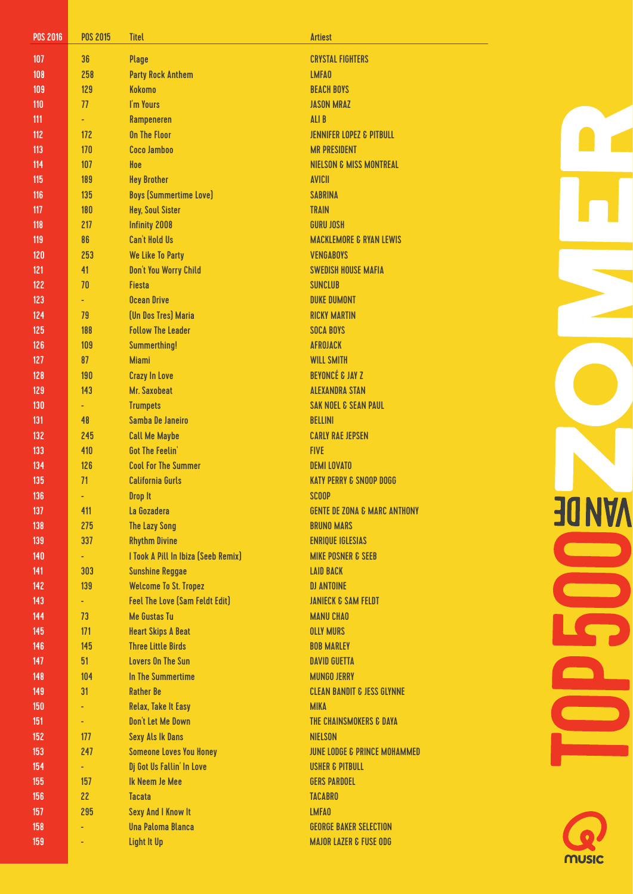| POS 2016 | POS 2015 | Titel | Artiest |
|---|---|---|---|
| 107 | 36 | Plage | CRYSTAL FIGHTERS |
| 108 | 258 | Party Rock Anthem | LMFAO |
| 109 | 129 | Kokomo | BEACH BOYS |
| 110 | 77 | I'm Yours | JASON MRAZ |
| 111 | - | Rampeneren | ALI B |
| 112 | 172 | On The Floor | JENNIFER LOPEZ & PITBULL |
| 113 | 170 | Coco Jamboo | MR PRESIDENT |
| 114 | 107 | Hoe | NIELSON & MISS MONTREAL |
| 115 | 189 | Hey Brother | AVICII |
| 116 | 135 | Boys (Summertime Love) | SABRINA |
| 117 | 180 | Hey, Soul Sister | TRAIN |
| 118 | 217 | Infinity 2008 | GURU JOSH |
| 119 | 86 | Can't Hold Us | MACKLEMORE & RYAN LEWIS |
| 120 | 253 | We Like To Party | VENGABOYS |
| 121 | 41 | Don't You Worry Child | SWEDISH HOUSE MAFIA |
| 122 | 70 | Fiesta | SUNCLUB |
| 123 | - | Ocean Drive | DUKE DUMONT |
| 124 | 79 | (Un Dos Tres) Maria | RICKY MARTIN |
| 125 | 188 | Follow The Leader | SOCA BOYS |
| 126 | 109 | Summerthing! | AFROJACK |
| 127 | 87 | Miami | WILL SMITH |
| 128 | 190 | Crazy In Love | BEYONCÉ & JAY Z |
| 129 | 143 | Mr. Saxobeat | ALEXANDRA STAN |
| 130 | - | Trumpets | SAK NOEL & SEAN PAUL |
| 131 | 48 | Samba De Janeiro | BELLINI |
| 132 | 245 | Call Me Maybe | CARLY RAE JEPSEN |
| 133 | 410 | Got The Feelin' | FIVE |
| 134 | 126 | Cool For The Summer | DEMI LOVATO |
| 135 | 71 | California Gurls | KATY PERRY & SNOOP DOGG |
| 136 | - | Drop It | SCOOP |
| 137 | 411 | La Gozadera | GENTE DE ZONA & MARC ANTHONY |
| 138 | 275 | The Lazy Song | BRUNO MARS |
| 139 | 337 | Rhythm Divine | ENRIQUE IGLESIAS |
| 140 | - | I Took A Pill In Ibiza (Seeb Remix) | MIKE POSNER & SEEB |
| 141 | 303 | Sunshine Reggae | LAID BACK |
| 142 | 139 | Welcome To St. Tropez | DJ ANTOINE |
| 143 | - | Feel The Love (Sam Feldt Edit) | JANIECK & SAM FELDT |
| 144 | 73 | Me Gustas Tu | MANU CHAO |
| 145 | 171 | Heart Skips A Beat | OLLY MURS |
| 146 | 145 | Three Little Birds | BOB MARLEY |
| 147 | 51 | Lovers On The Sun | DAVID GUETTA |
| 148 | 104 | In The Summertime | MUNGO JERRY |
| 149 | 31 | Rather Be | CLEAN BANDIT & JESS GLYNNE |
| 150 | - | Relax, Take It Easy | MIKA |
| 151 | - | Don't Let Me Down | THE CHAINSMOKERS & DAYA |
| 152 | 177 | Sexy Als Ik Dans | NIELSON |
| 153 | 247 | Someone Loves You Honey | JUNE LODGE & PRINCE MOHAMMED |
| 154 | - | Dj Got Us Fallin' In Love | USHER & PITBULL |
| 155 | 157 | Ik Neem Je Mee | GERS PARDOEL |
| 156 | 22 | Tacata | TACABRO |
| 157 | 295 | Sexy And I Know It | LMFAO |
| 158 | - | Una Paloma Blanca | GEORGE BAKER SELECTION |
| 159 | - | Light It Up | MAJOR LAZER & FUSE ODG |

TOP500 VAN DE ZOMER

Q music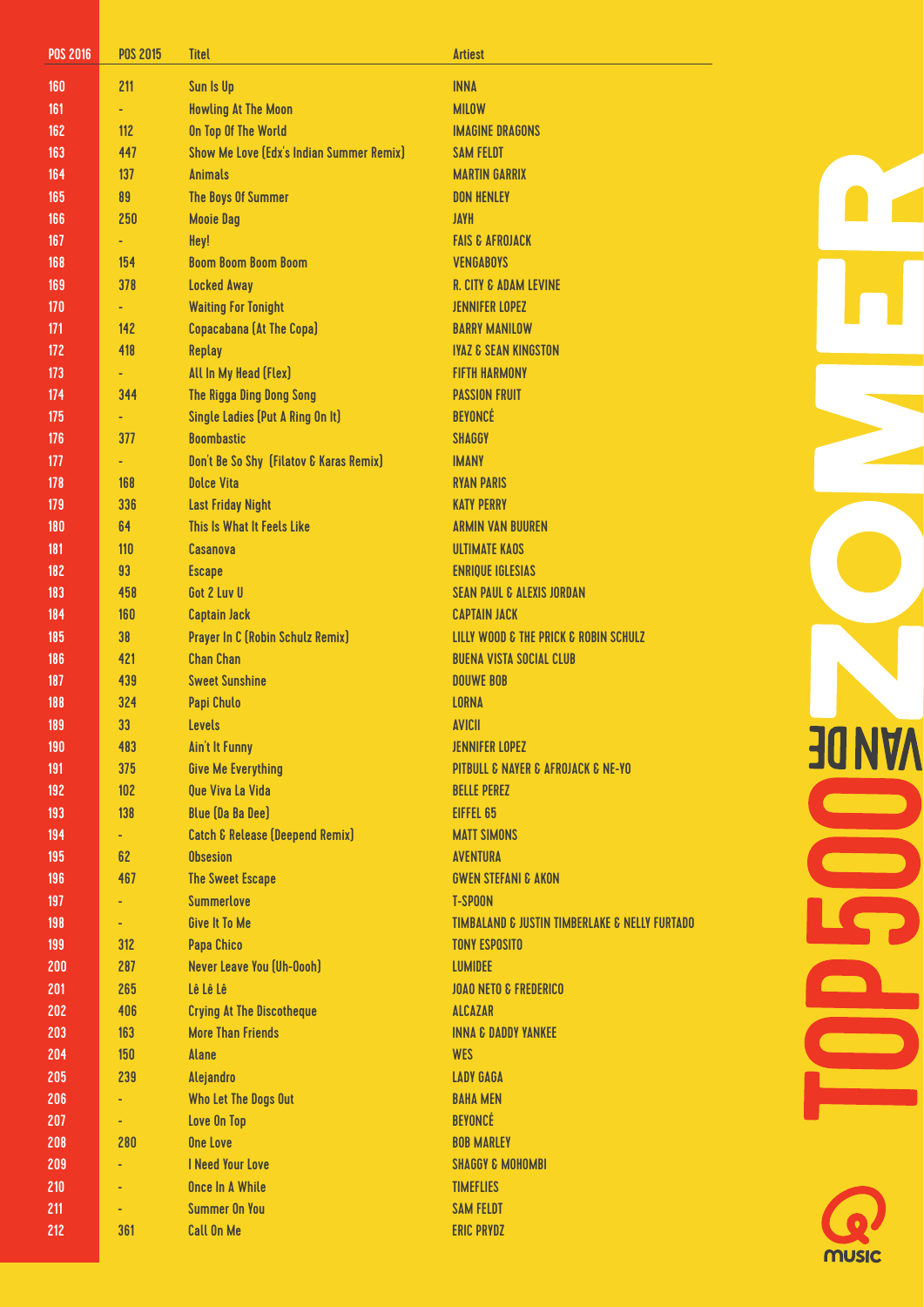| POS 2016 | POS 2015 | Titel | Artiest |
|---|---|---|---|
| 160 | 211 | Sun Is Up | INNA |
| 161 | - | Howling At The Moon | MILOW |
| 162 | 112 | On Top Of The World | IMAGINE DRAGONS |
| 163 | 447 | Show Me Love (Edx's Indian Summer Remix) | SAM FELDT |
| 164 | 137 | Animals | MARTIN GARRIX |
| 165 | 89 | The Boys Of Summer | DON HENLEY |
| 166 | 250 | Mooie Dag | JAYH |
| 167 | - | Hey! | FAIS & AFROJACK |
| 168 | 154 | Boom Boom Boom Boom | VENGABOYS |
| 169 | 378 | Locked Away | R. CITY & ADAM LEVINE |
| 170 | - | Waiting For Tonight | JENNIFER LOPEZ |
| 171 | 142 | Copacabana (At The Copa) | BARRY MANILOW |
| 172 | 418 | Replay | IYAZ & SEAN KINGSTON |
| 173 | - | All In My Head (Flex) | FIFTH HARMONY |
| 174 | 344 | The Rigga Ding Dong Song | PASSION FRUIT |
| 175 | - | Single Ladies (Put A Ring On It) | BEYONCÉ |
| 176 | 377 | Boombastic | SHAGGY |
| 177 | - | Don't Be So Shy (Filatov & Karas Remix) | IMANY |
| 178 | 168 | Dolce Vita | RYAN PARIS |
| 179 | 336 | Last Friday Night | KATY PERRY |
| 180 | 64 | This Is What It Feels Like | ARMIN VAN BUUREN |
| 181 | 110 | Casanova | ULTIMATE KAOS |
| 182 | 93 | Escape | ENRIQUE IGLESIAS |
| 183 | 458 | Got 2 Luv U | SEAN PAUL & ALEXIS JORDAN |
| 184 | 160 | Captain Jack | CAPTAIN JACK |
| 185 | 38 | Prayer In C (Robin Schulz Remix) | LILLY WOOD & THE PRICK & ROBIN SCHULZ |
| 186 | 421 | Chan Chan | BUENA VISTA SOCIAL CLUB |
| 187 | 439 | Sweet Sunshine | DOUWE BOB |
| 188 | 324 | Papi Chulo | LORNA |
| 189 | 33 | Levels | AVICII |
| 190 | 483 | Ain't It Funny | JENNIFER LOPEZ |
| 191 | 375 | Give Me Everything | PITBULL & NAYER & AFROJACK & NE-YO |
| 192 | 102 | Que Viva La Vida | BELLE PEREZ |
| 193 | 138 | Blue (Da Ba Dee) | EIFFEL 65 |
| 194 | - | Catch & Release (Deepend Remix) | MATT SIMONS |
| 195 | 62 | Obsesion | AVENTURA |
| 196 | 467 | The Sweet Escape | GWEN STEFANI & AKON |
| 197 | - | Summerlove | T-SPOON |
| 198 | - | Give It To Me | TIMBALAND & JUSTIN TIMBERLAKE & NELLY FURTADO |
| 199 | 312 | Papa Chico | TONY ESPOSITO |
| 200 | 287 | Never Leave You (Uh-Oooh) | LUMIDEE |
| 201 | 265 | Lê Lê Lê | JOAO NETO & FREDERICO |
| 202 | 406 | Crying At The Discotheque | ALCAZAR |
| 203 | 163 | More Than Friends | INNA & DADDY YANKEE |
| 204 | 150 | Alane | WES |
| 205 | 239 | Alejandro | LADY GAGA |
| 206 | - | Who Let The Dogs Out | BAHA MEN |
| 207 | - | Love On Top | BEYONCÉ |
| 208 | 280 | One Love | BOB MARLEY |
| 209 | - | I Need Your Love | SHAGGY & MOHOMBI |
| 210 | - | Once In A While | TIMEFLIES |
| 211 | - | Summer On You | SAM FELDT |
| 212 | 361 | Call On Me | ERIC PRYDZ |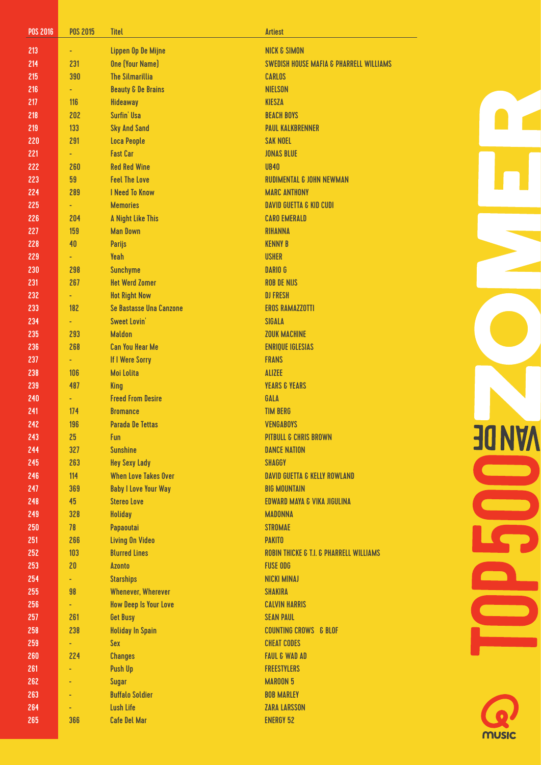| POS 2016 | POS 2015 | Titel | Artiest |
|---|---|---|---|
| 213 | - | Lippen Op De Mijne | NICK & SIMON |
| 214 | 231 | One (Your Name) | SWEDISH HOUSE MAFIA & PHARRELL WILLIAMS |
| 215 | 390 | The Silmarillia | CARLOS |
| 216 | - | Beauty & De Brains | NIELSON |
| 217 | 116 | Hideaway | KIESZA |
| 218 | 202 | Surfin' Usa | BEACH BOYS |
| 219 | 133 | Sky And Sand | PAUL KALKBRENNER |
| 220 | 291 | Loca People | SAK NOEL |
| 221 | - | Fast Car | JONAS BLUE |
| 222 | 260 | Red Red Wine | UB40 |
| 223 | 59 | Feel The Love | RUDIMENTAL & JOHN NEWMAN |
| 224 | 289 | I Need To Know | MARC ANTHONY |
| 225 | - | Memories | DAVID GUETTA & KID CUDI |
| 226 | 204 | A Night Like This | CARO EMERALD |
| 227 | 159 | Man Down | RIHANNA |
| 228 | 40 | Parijs | KENNY B |
| 229 | - | Yeah | USHER |
| 230 | 298 | Sunchyme | DARIO G |
| 231 | 267 | Het Werd Zomer | ROB DE NIJS |
| 232 | - | Hot Right Now | DJ FRESH |
| 233 | 182 | Se Bastasse Una Canzone | EROS RAMAZZOTTI |
| 234 | - | Sweet Lovin' | SIGALA |
| 235 | 293 | Maldon | ZOUK MACHINE |
| 236 | 268 | Can You Hear Me | ENRIQUE IGLESIAS |
| 237 | - | If I Were Sorry | FRANS |
| 238 | 106 | Moi Lolita | ALIZEE |
| 239 | 487 | King | YEARS & YEARS |
| 240 | - | Freed From Desire | GALA |
| 241 | 174 | Bromance | TIM BERG |
| 242 | 196 | Parada De Tettas | VENGABOYS |
| 243 | 25 | Fun | PITBULL & CHRIS BROWN |
| 244 | 327 | Sunshine | DANCE NATION |
| 245 | 263 | Hey Sexy Lady | SHAGGY |
| 246 | 114 | When Love Takes Over | DAVID GUETTA & KELLY ROWLAND |
| 247 | 369 | Baby I Love Your Way | BIG MOUNTAIN |
| 248 | 45 | Stereo Love | EDWARD MAYA & VIKA JIGULINA |
| 249 | 328 | Holiday | MADONNA |
| 250 | 78 | Papaoutai | STROMAE |
| 251 | 266 | Living On Video | PAKITO |
| 252 | 103 | Blurred Lines | ROBIN THICKE & T.I. & PHARRELL WILLIAMS |
| 253 | 20 | Azonto | FUSE ODG |
| 254 | - | Starships | NICKI MINAJ |
| 255 | 98 | Whenever, Wherever | SHAKIRA |
| 256 | - | How Deep Is Your Love | CALVIN HARRIS |
| 257 | 261 | Get Busy | SEAN PAUL |
| 258 | 238 | Holiday In Spain | COUNTING CROWS & BLOF |
| 259 | - | Sex | CHEAT CODES |
| 260 | 224 | Changes | FAUL & WAD AD |
| 261 | - | Push Up | FREESTYLERS |
| 262 | - | Sugar | MAROON 5 |
| 263 | - | Buffalo Soldier | BOB MARLEY |
| 264 | - | Lush Life | ZARA LARSSON |
| 265 | 366 | Cafe Del Mar | ENERGY 52 |

TOP500 VAN DE ZOMER

Q music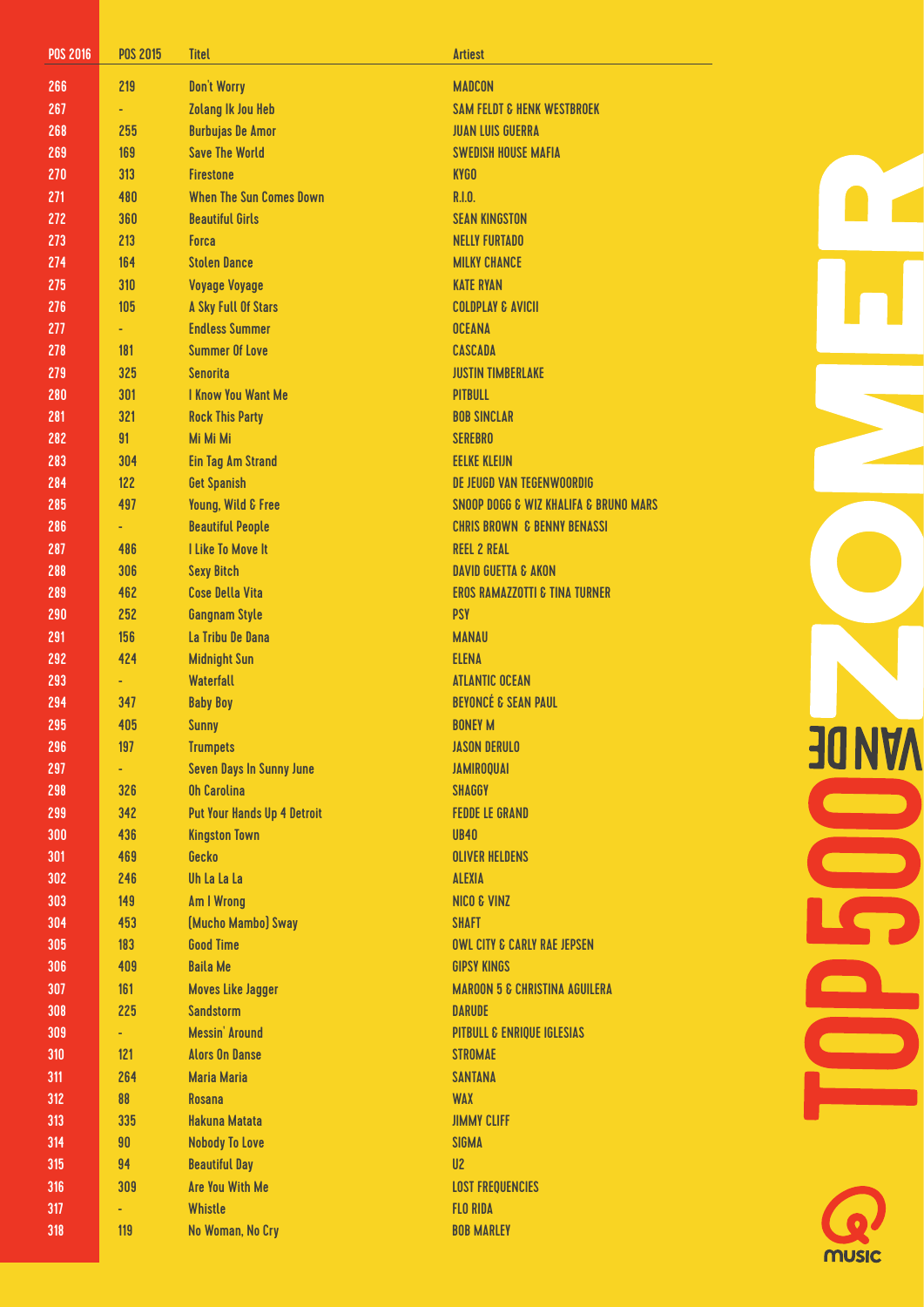| POS 2016 | POS 2015 | Titel | Artiest |
|---|---|---|---|
| 266 | 219 | Don't Worry | MADCON |
| 267 | - | Zolang Ik Jou Heb | SAM FELDT & HENK WESTBROEK |
| 268 | 255 | Burbujas De Amor | JUAN LUIS GUERRA |
| 269 | 169 | Save The World | SWEDISH HOUSE MAFIA |
| 270 | 313 | Firestone | KYGO |
| 271 | 480 | When The Sun Comes Down | R.I.O. |
| 272 | 360 | Beautiful Girls | SEAN KINGSTON |
| 273 | 213 | Forca | NELLY FURTADO |
| 274 | 164 | Stolen Dance | MILKY CHANCE |
| 275 | 310 | Voyage Voyage | KATE RYAN |
| 276 | 105 | A Sky Full Of Stars | COLDPLAY & AVICII |
| 277 | - | Endless Summer | OCEANA |
| 278 | 181 | Summer Of Love | CASCADA |
| 279 | 325 | Senorita | JUSTIN TIMBERLAKE |
| 280 | 301 | I Know You Want Me | PITBULL |
| 281 | 321 | Rock This Party | BOB SINCLAR |
| 282 | 91 | Mi Mi Mi | SEREBRO |
| 283 | 304 | Ein Tag Am Strand | EELKE KLEIJN |
| 284 | 122 | Get Spanish | DE JEUGD VAN TEGENWOORDIG |
| 285 | 497 | Young, Wild & Free | SNOOP DOGG & WIZ KHALIFA & BRUNO MARS |
| 286 | - | Beautiful People | CHRIS BROWN & BENNY BENASSI |
| 287 | 486 | I Like To Move It | REEL 2 REAL |
| 288 | 306 | Sexy Bitch | DAVID GUETTA & AKON |
| 289 | 462 | Cose Della Vita | EROS RAMAZZOTTI & TINA TURNER |
| 290 | 252 | Gangnam Style | PSY |
| 291 | 156 | La Tribu De Dana | MANAU |
| 292 | 424 | Midnight Sun | ELENA |
| 293 | - | Waterfall | ATLANTIC OCEAN |
| 294 | 347 | Baby Boy | BEYONCÉ & SEAN PAUL |
| 295 | 405 | Sunny | BONEY M |
| 296 | 197 | Trumpets | JASON DERULO |
| 297 | - | Seven Days In Sunny June | JAMIROQUAI |
| 298 | 326 | Oh Carolina | SHAGGY |
| 299 | 342 | Put Your Hands Up 4 Detroit | FEDDE LE GRAND |
| 300 | 436 | Kingston Town | UB40 |
| 301 | 469 | Gecko | OLIVER HELDENS |
| 302 | 246 | Uh La La La | ALEXIA |
| 303 | 149 | Am I Wrong | NICO & VINZ |
| 304 | 453 | (Mucho Mambo) Sway | SHAFT |
| 305 | 183 | Good Time | OWL CITY & CARLY RAE JEPSEN |
| 306 | 409 | Baila Me | GIPSY KINGS |
| 307 | 161 | Moves Like Jagger | MAROON 5 & CHRISTINA AGUILERA |
| 308 | 225 | Sandstorm | DARUDE |
| 309 | - | Messin' Around | PITBULL & ENRIQUE IGLESIAS |
| 310 | 121 | Alors On Danse | STROMAE |
| 311 | 264 | Maria Maria | SANTANA |
| 312 | 88 | Rosana | WAX |
| 313 | 335 | Hakuna Matata | JIMMY CLIFF |
| 314 | 90 | Nobody To Love | SIGMA |
| 315 | 94 | Beautiful Day | U2 |
| 316 | 309 | Are You With Me | LOST FREQUENCIES |
| 317 | - | Whistle | FLO RIDA |
| 318 | 119 | No Woman, No Cry | BOB MARLEY |

TOP500 VAN DE ZOMER

Q music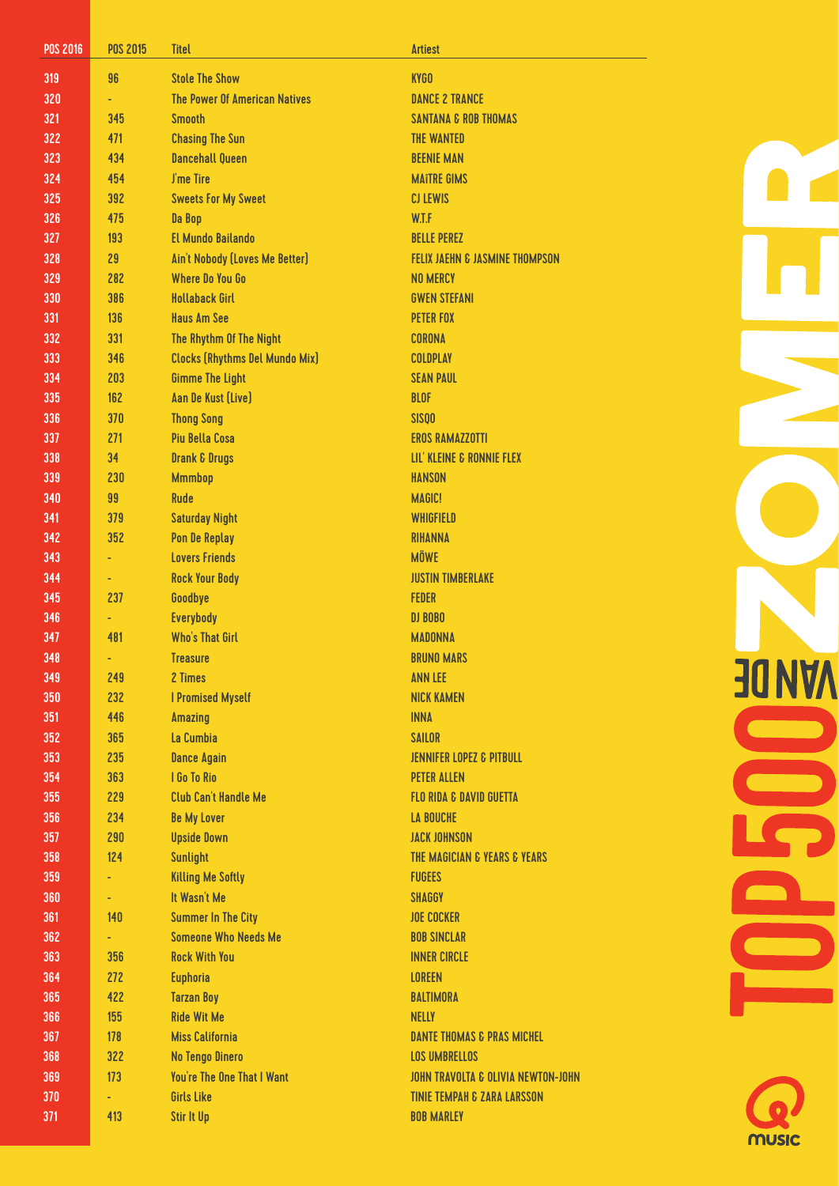| POS 2016 | POS 2015 | Titel | Artiest |
|---|---|---|---|
| 319 | 96 | Stole The Show | KYGO |
| 320 | - | The Power Of American Natives | DANCE 2 TRANCE |
| 321 | 345 | Smooth | SANTANA & ROB THOMAS |
| 322 | 471 | Chasing The Sun | THE WANTED |
| 323 | 434 | Dancehall Queen | BEENIE MAN |
| 324 | 454 | J'me Tire | MAîTRE GIMS |
| 325 | 392 | Sweets For My Sweet | CJ LEWIS |
| 326 | 475 | Da Bop | W.T.F |
| 327 | 193 | El Mundo Bailando | BELLE PEREZ |
| 328 | 29 | Ain't Nobody (Loves Me Better) | FELIX JAEHN & JASMINE THOMPSON |
| 329 | 282 | Where Do You Go | NO MERCY |
| 330 | 386 | Hollaback Girl | GWEN STEFANI |
| 331 | 136 | Haus Am See | PETER FOX |
| 332 | 331 | The Rhythm Of The Night | CORONA |
| 333 | 346 | Clocks (Rhythms Del Mundo Mix) | COLDPLAY |
| 334 | 203 | Gimme The Light | SEAN PAUL |
| 335 | 162 | Aan De Kust (Live) | BLOF |
| 336 | 370 | Thong Song | SISQO |
| 337 | 271 | Piu Bella Cosa | EROS RAMAZZOTTI |
| 338 | 34 | Drank & Drugs | LIL' KLEINE & RONNIE FLEX |
| 339 | 230 | Mmmbop | HANSON |
| 340 | 99 | Rude | MAGIC! |
| 341 | 379 | Saturday Night | WHIGFIELD |
| 342 | 352 | Pon De Replay | RIHANNA |
| 343 | - | Lovers Friends | MÖWE |
| 344 | - | Rock Your Body | JUSTIN TIMBERLAKE |
| 345 | 237 | Goodbye | FEDER |
| 346 | - | Everybody | DJ BOBO |
| 347 | 481 | Who's That Girl | MADONNA |
| 348 | - | Treasure | BRUNO MARS |
| 349 | 249 | 2 Times | ANN LEE |
| 350 | 232 | I Promised Myself | NICK KAMEN |
| 351 | 446 | Amazing | INNA |
| 352 | 365 | La Cumbia | SAILOR |
| 353 | 235 | Dance Again | JENNIFER LOPEZ & PITBULL |
| 354 | 363 | I Go To Rio | PETER ALLEN |
| 355 | 229 | Club Can't Handle Me | FLO RIDA & DAVID GUETTA |
| 356 | 234 | Be My Lover | LA BOUCHE |
| 357 | 290 | Upside Down | JACK JOHNSON |
| 358 | 124 | Sunlight | THE MAGICIAN & YEARS & YEARS |
| 359 | - | Killing Me Softly | FUGEES |
| 360 | - | It Wasn't Me | SHAGGY |
| 361 | 140 | Summer In The City | JOE COCKER |
| 362 | - | Someone Who Needs Me | BOB SINCLAR |
| 363 | 356 | Rock With You | INNER CIRCLE |
| 364 | 272 | Euphoria | LOREEN |
| 365 | 422 | Tarzan Boy | BALTIMORA |
| 366 | 155 | Ride Wit Me | NELLY |
| 367 | 178 | Miss California | DANTE THOMAS & PRAS MICHEL |
| 368 | 322 | No Tengo Dinero | LOS UMBRELLOS |
| 369 | 173 | You're The One That I Want | JOHN TRAVOLTA & OLIVIA NEWTON-JOHN |
| 370 | - | Girls Like | TINIE TEMPAH & ZARA LARSSON |
| 371 | 413 | Stir It Up | BOB MARLEY |

TOP500 VAN DE ZOMER

Q music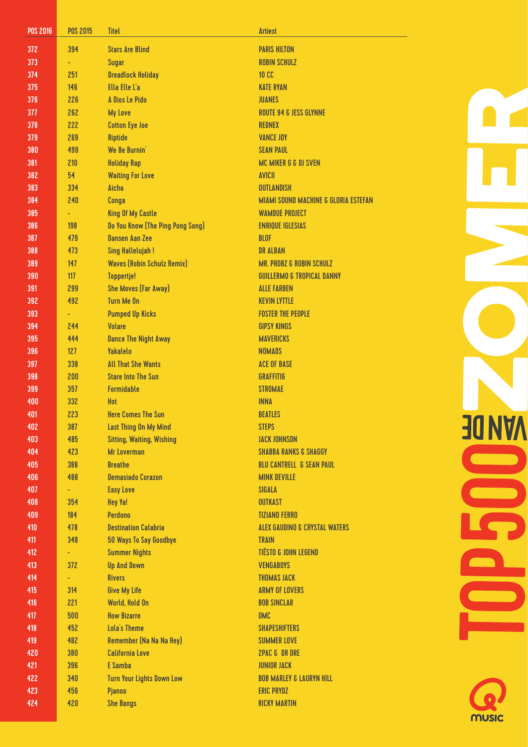| POS 2016 | POS 2015 | Titel | Artiest |
|---|---|---|---|
| 372 | 394 | Stars Are Blind | PARIS HILTON |
| 373 | - | Sugar | ROBIN SCHULZ |
| 374 | 251 | Dreadlock Holiday | 10 CC |
| 375 | 146 | Ella Elle L'a | KATE RYAN |
| 376 | 226 | A Dios Le Pido | JUANES |
| 377 | 262 | My Love | ROUTE 94 & JESS GLYNNE |
| 378 | 222 | Cotton Eye Joe | REDNEX |
| 379 | 269 | Riptide | VANCE JOY |
| 380 | 499 | We Be Burnin' | SEAN PAUL |
| 381 | 210 | Holiday Rap | MC MIKER G & DJ SVEN |
| 382 | 54 | Waiting For Love | AVICII |
| 383 | 334 | Aicha | OUTLANDISH |
| 384 | 240 | Conga | MIAMI SOUND MACHINE & GLORIA ESTEFAN |
| 385 | - | King Of My Castle | WAMDUE PROJECT |
| 386 | 198 | Do You Know (The Ping Pong Song) | ENRIQUE IGLESIAS |
| 387 | 479 | Dansen Aan Zee | BLOF |
| 388 | 473 | Sing Hallelujah ! | DR ALBAN |
| 389 | 147 | Waves (Robin Schulz Remix) | MR. PROBZ & ROBIN SCHULZ |
| 390 | 117 | Toppertje! | GUILLERMO & TROPICAL DANNY |
| 391 | 299 | She Moves (Far Away) | ALLE FARBEN |
| 392 | 492 | Turn Me On | KEVIN LYTTLE |
| 393 | - | Pumped Up Kicks | FOSTER THE PEOPLE |
| 394 | 244 | Volare | GIPSY KINGS |
| 395 | 444 | Dance The Night Away | MAVERICKS |
| 396 | 127 | Yakalelo | NOMADS |
| 397 | 338 | All That She Wants | ACE OF BASE |
| 398 | 200 | Stare Into The Sun | GRAFFITI6 |
| 399 | 357 | Formidable | STROMAE |
| 400 | 332 | Hot | INNA |
| 401 | 223 | Here Comes The Sun | BEATLES |
| 402 | 387 | Last Thing On My Mind | STEPS |
| 403 | 485 | Sitting, Waiting, Wishing | JACK JOHNSON |
| 404 | 423 | Mr Loverman | SHABBA RANKS & SHAGGY |
| 405 | 388 | Breathe | BLU CANTRELL & SEAN PAUL |
| 406 | 488 | Demasiado Corazon | MINK DEVILLE |
| 407 | - | Easy Love | SIGALA |
| 408 | 354 | Hey Ya! | OUTKAST |
| 409 | 184 | Perdono | TIZIANO FERRO |
| 410 | 478 | Destination Calabria | ALEX GAUDINO & CRYSTAL WATERS |
| 411 | 348 | 50 Ways To Say Goodbye | TRAIN |
| 412 | - | Summer Nights | TIËSTO & JOHN LEGEND |
| 413 | 372 | Up And Down | VENGABOYS |
| 414 | - | Rivers | THOMAS JACK |
| 415 | 314 | Give My Life | ARMY OF LOVERS |
| 416 | 221 | World, Hold On | BOB SINCLAR |
| 417 | 500 | How Bizarre | OMC |
| 418 | 452 | Lola's Theme | SHAPESHIFTERS |
| 419 | 482 | Remember (Na Na Na Hey) | SUMMER LOVE |
| 420 | 380 | California Love | 2PAC & DR DRE |
| 421 | 396 | E Samba | JUNIOR JACK |
| 422 | 340 | Turn Your Lights Down Low | BOB MARLEY & LAURYN HILL |
| 423 | 456 | Pjanoo | ERIC PRYDZ |
| 424 | 420 | She Bangs | RICKY MARTIN |

TOP500 VAN DE ZOMER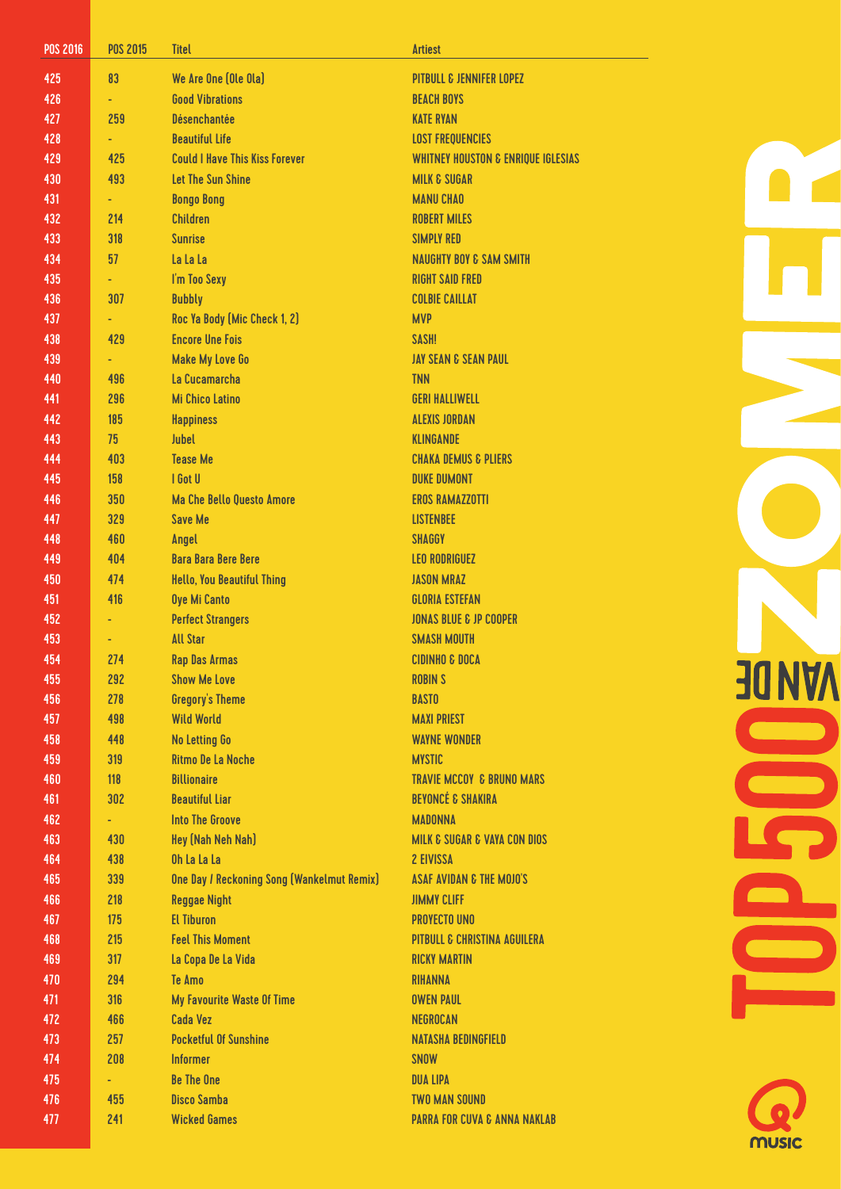| POS 2016 | POS 2015 | Titel | Artiest |
|---|---|---|---|
| 425 | 83 | We Are One (Ole Ola) | PITBULL & JENNIFER LOPEZ |
| 426 | - | Good Vibrations | BEACH BOYS |
| 427 | 259 | Désenchantée | KATE RYAN |
| 428 | - | Beautiful Life | LOST FREQUENCIES |
| 429 | 425 | Could I Have This Kiss Forever | WHITNEY HOUSTON & ENRIQUE IGLESIAS |
| 430 | 493 | Let The Sun Shine | MILK & SUGAR |
| 431 | - | Bongo Bong | MANU CHAO |
| 432 | 214 | Children | ROBERT MILES |
| 433 | 318 | Sunrise | SIMPLY RED |
| 434 | 57 | La La La | NAUGHTY BOY & SAM SMITH |
| 435 | - | I'm Too Sexy | RIGHT SAID FRED |
| 436 | 307 | Bubbly | COLBIE CAILLAT |
| 437 | - | Roc Ya Body (Mic Check 1, 2) | MVP |
| 438 | 429 | Encore Une Fois | SASH! |
| 439 | - | Make My Love Go | JAY SEAN & SEAN PAUL |
| 440 | 496 | La Cucamarcha | TNN |
| 441 | 296 | Mi Chico Latino | GERI HALLIWELL |
| 442 | 185 | Happiness | ALEXIS JORDAN |
| 443 | 75 | Jubel | KLINGANDE |
| 444 | 403 | Tease Me | CHAKA DEMUS & PLIERS |
| 445 | 158 | I Got U | DUKE DUMONT |
| 446 | 350 | Ma Che Bello Questo Amore | EROS RAMAZZOTTI |
| 447 | 329 | Save Me | LISTENBEE |
| 448 | 460 | Angel | SHAGGY |
| 449 | 404 | Bara Bara Bere Bere | LEO RODRIGUEZ |
| 450 | 474 | Hello, You Beautiful Thing | JASON MRAZ |
| 451 | 416 | Oye Mi Canto | GLORIA ESTEFAN |
| 452 | - | Perfect Strangers | JONAS BLUE & JP COOPER |
| 453 | - | All Star | SMASH MOUTH |
| 454 | 274 | Rap Das Armas | CIDINHO & DOCA |
| 455 | 292 | Show Me Love | ROBIN S |
| 456 | 278 | Gregory's Theme | BASTO |
| 457 | 498 | Wild World | MAXI PRIEST |
| 458 | 448 | No Letting Go | WAYNE WONDER |
| 459 | 319 | Ritmo De La Noche | MYSTIC |
| 460 | 118 | Billionaire | TRAVIE MCCOY & BRUNO MARS |
| 461 | 302 | Beautiful Liar | BEYONCÉ & SHAKIRA |
| 462 | - | Into The Groove | MADONNA |
| 463 | 430 | Hey (Nah Neh Nah) | MILK & SUGAR & VAYA CON DIOS |
| 464 | 438 | Oh La La La | 2 EIVISSA |
| 465 | 339 | One Day / Reckoning Song (Wankelmut Remix) | ASAF AVIDAN & THE MOJO'S |
| 466 | 218 | Reggae Night | JIMMY CLIFF |
| 467 | 175 | El Tiburon | PROYECTO UNO |
| 468 | 215 | Feel This Moment | PITBULL & CHRISTINA AGUILERA |
| 469 | 317 | La Copa De La Vida | RICKY MARTIN |
| 470 | 294 | Te Amo | RIHANNA |
| 471 | 316 | My Favourite Waste Of Time | OWEN PAUL |
| 472 | 466 | Cada Vez | NEGROCAN |
| 473 | 257 | Pocketful Of Sunshine | NATASHA BEDINGFIELD |
| 474 | 208 | Informer | SNOW |
| 475 | - | Be The One | DUA LIPA |
| 476 | 455 | Disco Samba | TWO MAN SOUND |
| 477 | 241 | Wicked Games | PARRA FOR CUVA & ANNA NAKLAB |

TOP500 VAN DE ZOMER

Q music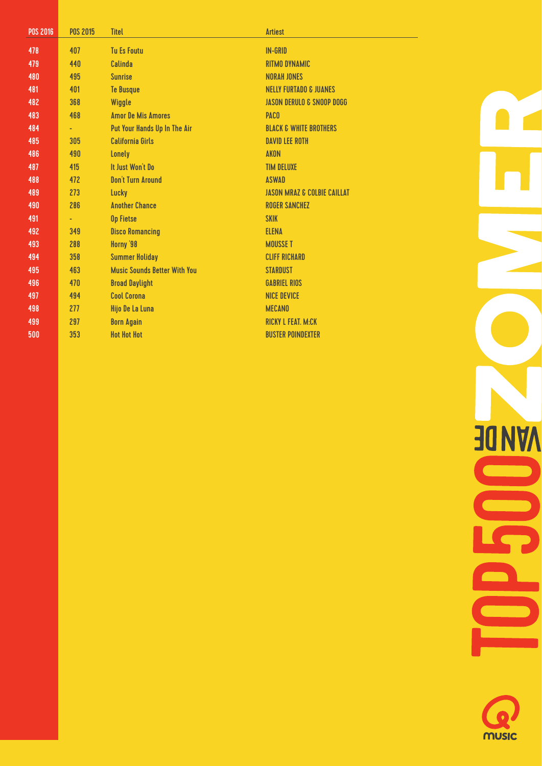| POS 2016 | POS 2015 | Titel | Artiest |
|---|---|---|---|
| 478 | 407 | Tu Es Foutu | IN-GRID |
| 479 | 440 | Calinda | RITMO DYNAMIC |
| 480 | 495 | Sunrise | NORAH JONES |
| 481 | 401 | Te Busque | NELLY FURTADO & JUANES |
| 482 | 368 | Wiggle | JASON DERULO & SNOOP DOGG |
| 483 | 468 | Amor De Mis Amores | PACO |
| 484 | - | Put Your Hands Up In The Air | BLACK & WHITE BROTHERS |
| 485 | 305 | California Girls | DAVID LEE ROTH |
| 486 | 490 | Lonely | AKON |
| 487 | 415 | It Just Won't Do | TIM DELUXE |
| 488 | 472 | Don't Turn Around | ASWAD |
| 489 | 273 | Lucky | JASON MRAZ & COLBIE CAILLAT |
| 490 | 286 | Another Chance | ROGER SANCHEZ |
| 491 | - | Op Fietse | SKIK |
| 492 | 349 | Disco Romancing | ELENA |
| 493 | 288 | Horny '98 | MOUSSE T |
| 494 | 358 | Summer Holiday | CLIFF RICHARD |
| 495 | 463 | Music Sounds Better With You | STARDUST |
| 496 | 470 | Broad Daylight | GABRIEL RIOS |
| 497 | 494 | Cool Corona | NICE DEVICE |
| 498 | 277 | Hijo De La Luna | MECANO |
| 499 | 297 | Born Again | RICKY L FEAT. M:CK |
| 500 | 353 | Hot Hot Hot | BUSTER POINDEXTER |

TOP500 VAN DE ZOMER

Q music